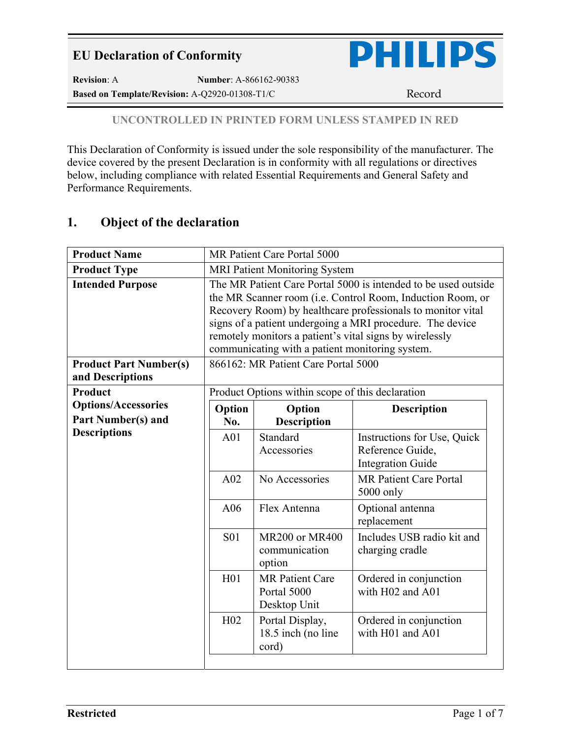# EU Declaration of Conformity

**Revision**: A **Number**: A-866162-90383

**Based on Template/Revision:** A-Q2920-01308-T1/C Record

PHILIPS

**UNCONTROLLED IN PRINTED FORM UNLESS STAMPED IN RED**

This Declaration of Conformity is issued under the sole responsibility of the manufacturer. The device covered by the present Declaration is in conformity with all regulations or directives below, including compliance with related Essential Requirements and General Safety and Performance Requirements.

## 1. Object of the declaration

| | |
|---|---|
| **Product Name** | MR Patient Care Portal 5000 |
| **Product Type** | MRI Patient Monitoring System |
| **Intended Purpose** | The MR Patient Care Portal 5000 is intended to be used outside the MR Scanner room (i.e. Control Room, Induction Room, or Recovery Room) by healthcare professionals to monitor vital signs of a patient undergoing a MRI procedure. The device remotely monitors a patient's vital signs by wirelessly communicating with a patient monitoring system. |
| **Product Part Number(s) and Descriptions** | 866162: MR Patient Care Portal 5000 |
| **Product Options/Accessories Part Number(s) and Descriptions** | Product Options within scope of this declaration (see table below) |

| Option No. | Option Description | Description |
|---|---|---|
| A01 | Standard Accessories | Instructions for Use, Quick Reference Guide, Integration Guide |
| A02 | No Accessories | MR Patient Care Portal 5000 only |
| A06 | Flex Antenna | Optional antenna replacement |
| S01 | MR200 or MR400 communication option | Includes USB radio kit and charging cradle |
| H01 | MR Patient Care Portal 5000 Desktop Unit | Ordered in conjunction with H02 and A01 |
| H02 | Portal Display, 18.5 inch (no line cord) | Ordered in conjunction with H01 and A01 |

**Restricted**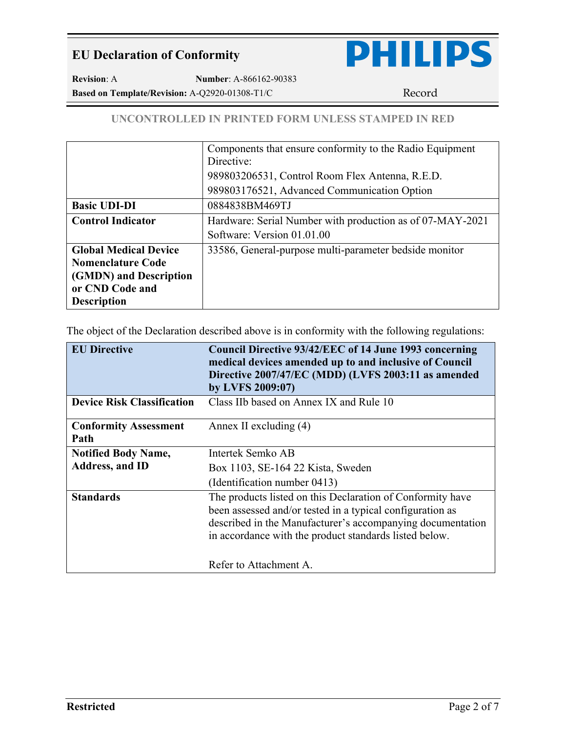UNCONTROLLED IN PRINTED FORM UNLESS STAMPED IN RED

| | |
|---|---|
| | Components that ensure conformity to the Radio Equipment Directive:<br>989803206531, Control Room Flex Antenna, R.E.D.<br>989803176521, Advanced Communication Option |
| **Basic UDI-DI** | 0884838BM469TJ |
| **Control Indicator** | Hardware: Serial Number with production as of 07-MAY-2021<br>Software: Version 01.01.00 |
| **Global Medical Device Nomenclature Code (GMDN) and Description or CND Code and Description** | 33586, General-purpose multi-parameter bedside monitor |

The object of the Declaration described above is in conformity with the following regulations:

| **EU Directive** | **Council Directive 93/42/EEC of 14 June 1993 concerning medical devices amended up to and inclusive of Council Directive 2007/47/EC (MDD) (LVFS 2003:11 as amended by LVFS 2009:07)** |
|---|---|
| **Device Risk Classification** | Class IIb based on Annex IX and Rule 10 |
| **Conformity Assessment Path** | Annex II excluding (4) |
| **Notified Body Name, Address, and ID** | Intertek Semko AB<br>Box 1103, SE-164 22 Kista, Sweden<br>(Identification number 0413) |
| **Standards** | The products listed on this Declaration of Conformity have been assessed and/or tested in a typical configuration as described in the Manufacturer's accompanying documentation in accordance with the product standards listed below.<br><br>Refer to Attachment A. |

Restricted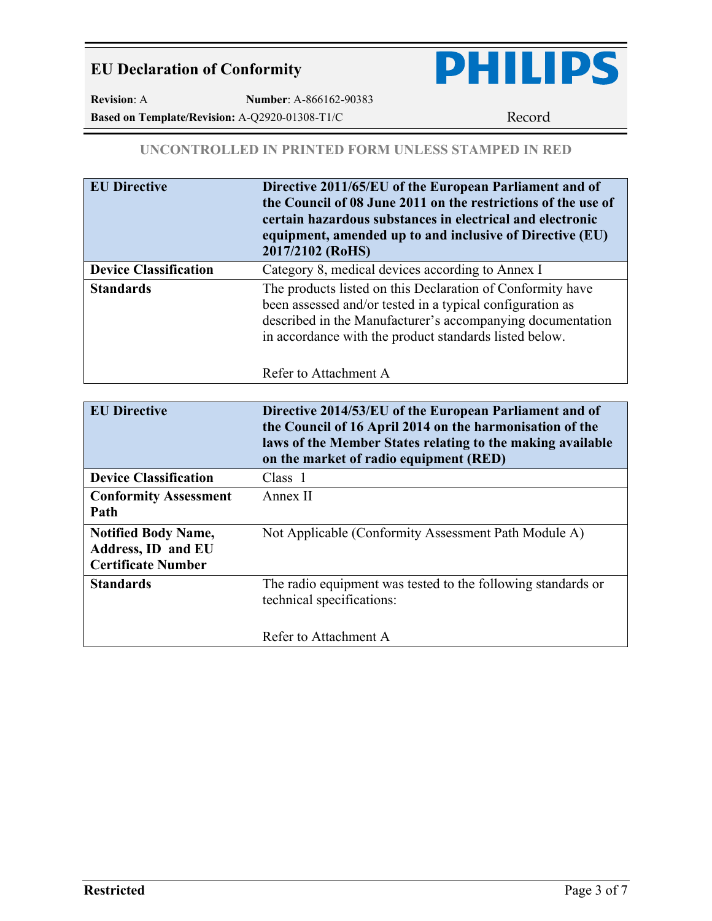**UNCONTROLLED IN PRINTED FORM UNLESS STAMPED IN RED**

| **EU Directive** | **Directive 2011/65/EU of the European Parliament and of the Council of 08 June 2011 on the restrictions of the use of certain hazardous substances in electrical and electronic equipment, amended up to and inclusive of Directive (EU) 2017/2102 (RoHS)** |
|---|---|
| **Device Classification** | Category 8, medical devices according to Annex I |
| **Standards** | The products listed on this Declaration of Conformity have been assessed and/or tested in a typical configuration as described in the Manufacturer's accompanying documentation in accordance with the product standards listed below.<br><br>Refer to Attachment A |

| **EU Directive** | **Directive 2014/53/EU of the European Parliament and of the Council of 16 April 2014 on the harmonisation of the laws of the Member States relating to the making available on the market of radio equipment (RED)** |
|---|---|
| **Device Classification** | Class 1 |
| **Conformity Assessment Path** | Annex II |
| **Notified Body Name, Address, ID and EU Certificate Number** | Not Applicable (Conformity Assessment Path Module A) |
| **Standards** | The radio equipment was tested to the following standards or technical specifications:<br><br>Refer to Attachment A |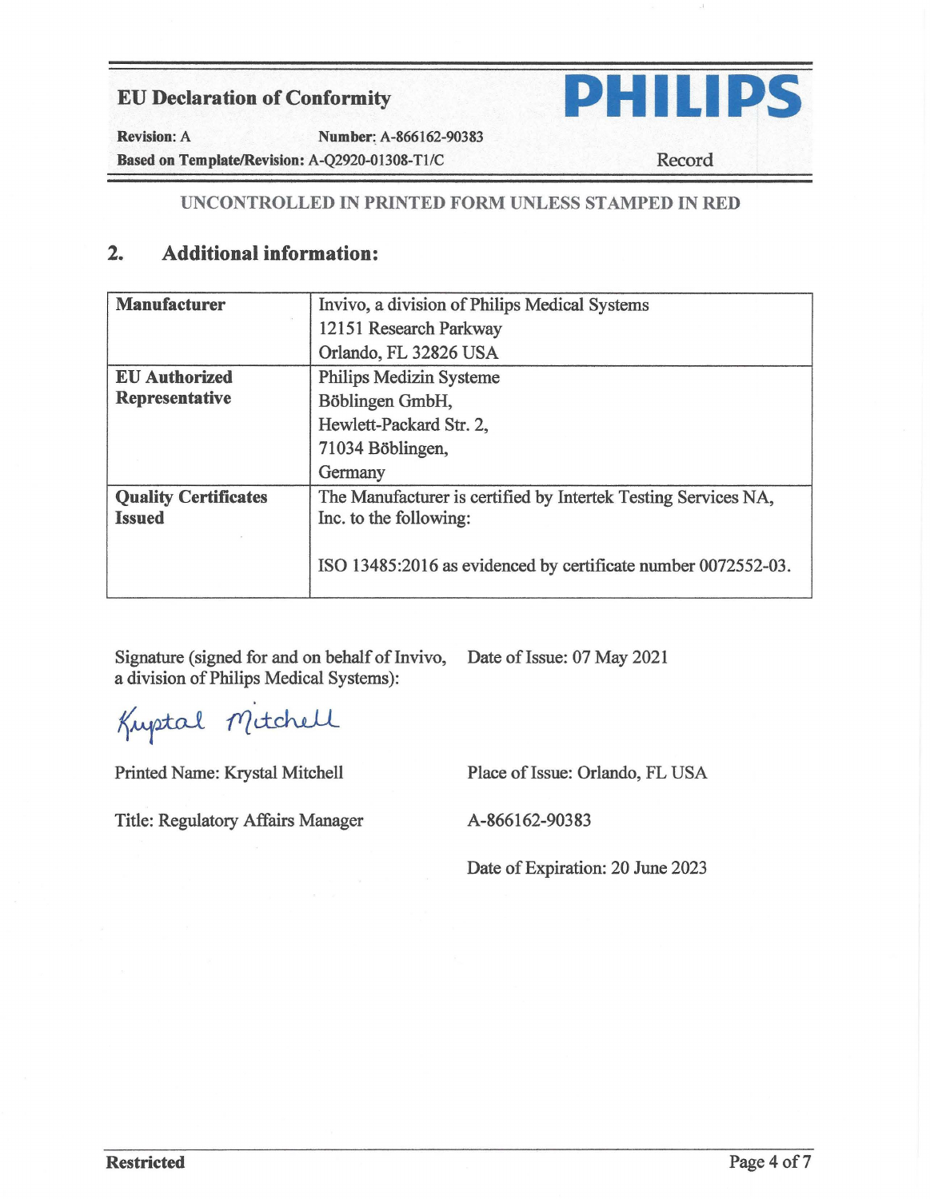UNCONTROLLED IN PRINTED FORM UNLESS STAMPED IN RED

## 2. Additional information:

| Manufacturer | Invivo, a division of Philips Medical Systems<br>12151 Research Parkway<br>Orlando, FL 32826 USA |
|---|---|
| **EU Authorized Representative** | Philips Medizin Systeme<br>Böblingen GmbH,<br>Hewlett-Packard Str. 2,<br>71034 Böblingen,<br>Germany |
| **Quality Certificates Issued** | The Manufacturer is certified by Intertek Testing Services NA, Inc. to the following:<br><br>ISO 13485:2016 as evidenced by certificate number 0072552-03. |

Signature (signed for and on behalf of Invivo, a division of Philips Medical Systems):

Krystal Mitchell

Printed Name: Krystal Mitchell

Title: Regulatory Affairs Manager

Date of Issue: 07 May 2021

Place of Issue: Orlando, FL USA

A-866162-90383

Date of Expiration: 20 June 2023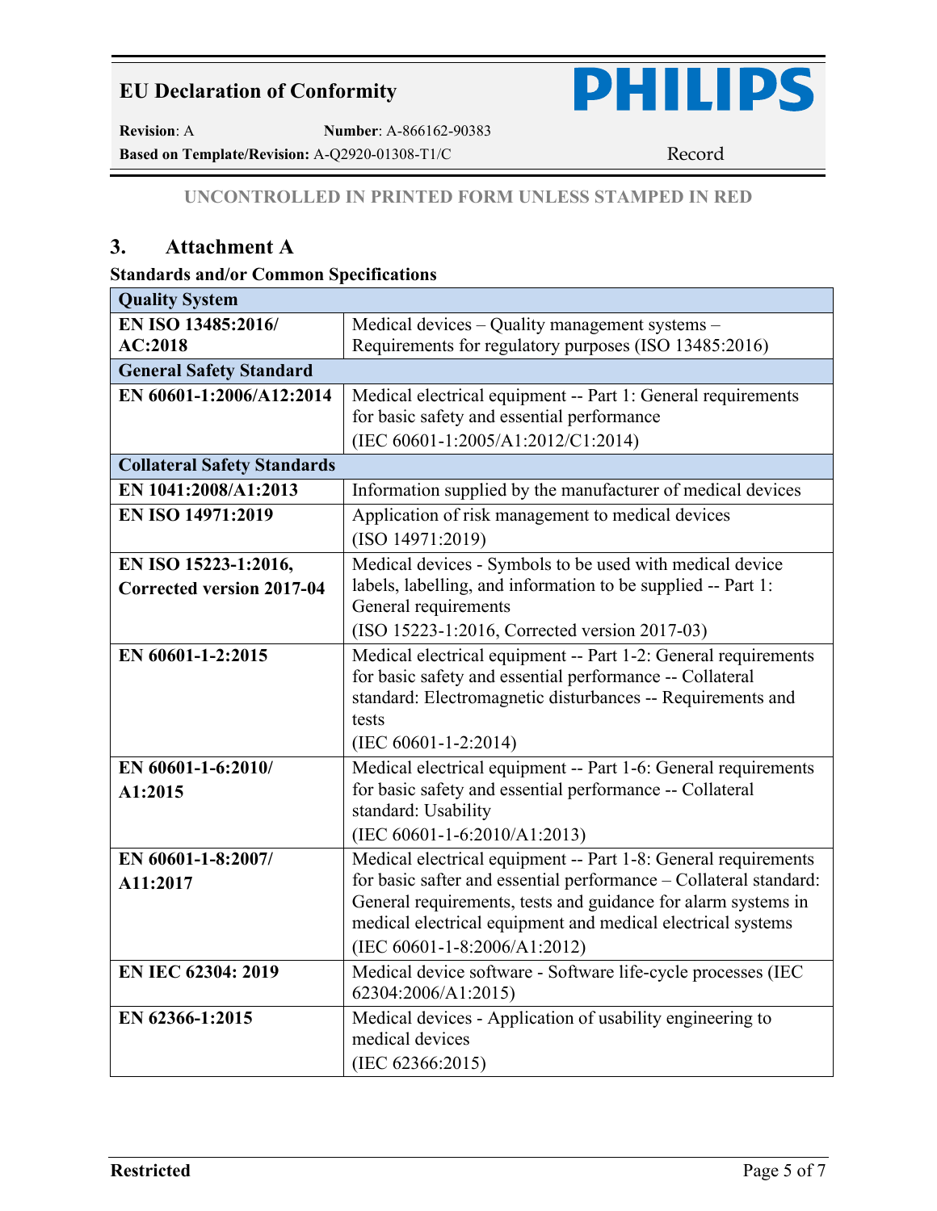UNCONTROLLED IN PRINTED FORM UNLESS STAMPED IN RED

## 3. Attachment A

**Standards and/or Common Specifications**

| **Quality System** | |
|---|---|
| **EN ISO 13485:2016/ AC:2018** | Medical devices – Quality management systems – Requirements for regulatory purposes (ISO 13485:2016) |
| **General Safety Standard** | |
| **EN 60601-1:2006/A12:2014** | Medical electrical equipment -- Part 1: General requirements for basic safety and essential performance (IEC 60601-1:2005/A1:2012/C1:2014) |
| **Collateral Safety Standards** | |
| **EN 1041:2008/A1:2013** | Information supplied by the manufacturer of medical devices |
| **EN ISO 14971:2019** | Application of risk management to medical devices (ISO 14971:2019) |
| **EN ISO 15223-1:2016, Corrected version 2017-04** | Medical devices - Symbols to be used with medical device labels, labelling, and information to be supplied -- Part 1: General requirements (ISO 15223-1:2016, Corrected version 2017-03) |
| **EN 60601-1-2:2015** | Medical electrical equipment -- Part 1-2: General requirements for basic safety and essential performance -- Collateral standard: Electromagnetic disturbances -- Requirements and tests (IEC 60601-1-2:2014) |
| **EN 60601-1-6:2010/ A1:2015** | Medical electrical equipment -- Part 1-6: General requirements for basic safety and essential performance -- Collateral standard: Usability (IEC 60601-1-6:2010/A1:2013) |
| **EN 60601-1-8:2007/ A11:2017** | Medical electrical equipment -- Part 1-8: General requirements for basic safter and essential performance – Collateral standard: General requirements, tests and guidance for alarm systems in medical electrical equipment and medical electrical systems (IEC 60601-1-8:2006/A1:2012) |
| **EN IEC 62304: 2019** | Medical device software - Software life-cycle processes (IEC 62304:2006/A1:2015) |
| **EN 62366-1:2015** | Medical devices - Application of usability engineering to medical devices (IEC 62366:2015) |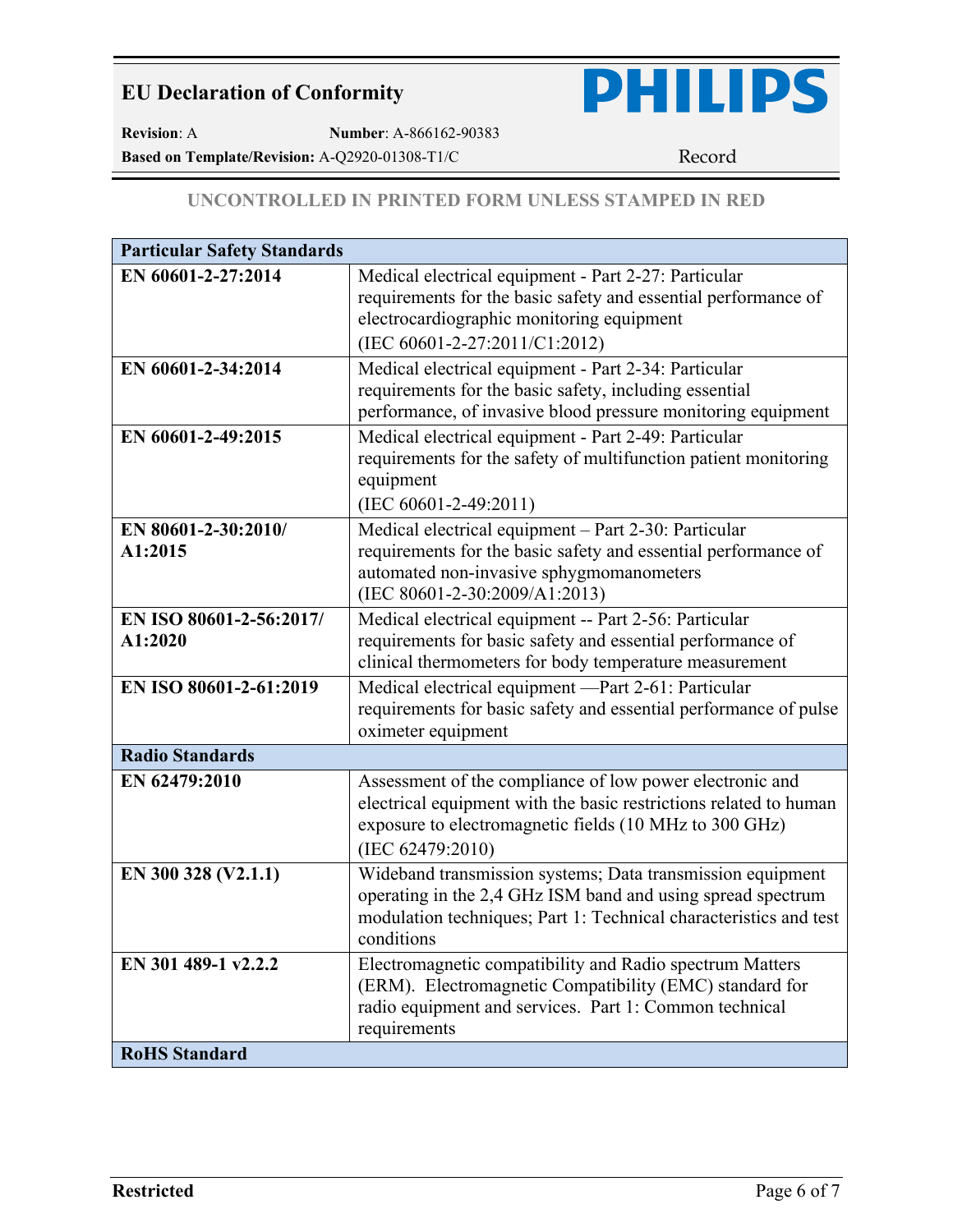UNCONTROLLED IN PRINTED FORM UNLESS STAMPED IN RED

| **Particular Safety Standards** | |
|---|---|
| **EN 60601-2-27:2014** | Medical electrical equipment - Part 2-27: Particular requirements for the basic safety and essential performance of electrocardiographic monitoring equipment (IEC 60601-2-27:2011/C1:2012) |
| **EN 60601-2-34:2014** | Medical electrical equipment - Part 2-34: Particular requirements for the basic safety, including essential performance, of invasive blood pressure monitoring equipment |
| **EN 60601-2-49:2015** | Medical electrical equipment - Part 2-49: Particular requirements for the safety of multifunction patient monitoring equipment (IEC 60601-2-49:2011) |
| **EN 80601-2-30:2010/ A1:2015** | Medical electrical equipment – Part 2-30: Particular requirements for the basic safety and essential performance of automated non-invasive sphygmomanometers (IEC 80601-2-30:2009/A1:2013) |
| **EN ISO 80601-2-56:2017/ A1:2020** | Medical electrical equipment -- Part 2-56: Particular requirements for basic safety and essential performance of clinical thermometers for body temperature measurement |
| **EN ISO 80601-2-61:2019** | Medical electrical equipment —Part 2-61: Particular requirements for basic safety and essential performance of pulse oximeter equipment |
| **Radio Standards** | |
| **EN 62479:2010** | Assessment of the compliance of low power electronic and electrical equipment with the basic restrictions related to human exposure to electromagnetic fields (10 MHz to 300 GHz) (IEC 62479:2010) |
| **EN 300 328 (V2.1.1)** | Wideband transmission systems; Data transmission equipment operating in the 2,4 GHz ISM band and using spread spectrum modulation techniques; Part 1: Technical characteristics and test conditions |
| **EN 301 489-1 v2.2.2** | Electromagnetic compatibility and Radio spectrum Matters (ERM). Electromagnetic Compatibility (EMC) standard for radio equipment and services. Part 1: Common technical requirements |
| **RoHS Standard** | |

**Restricted**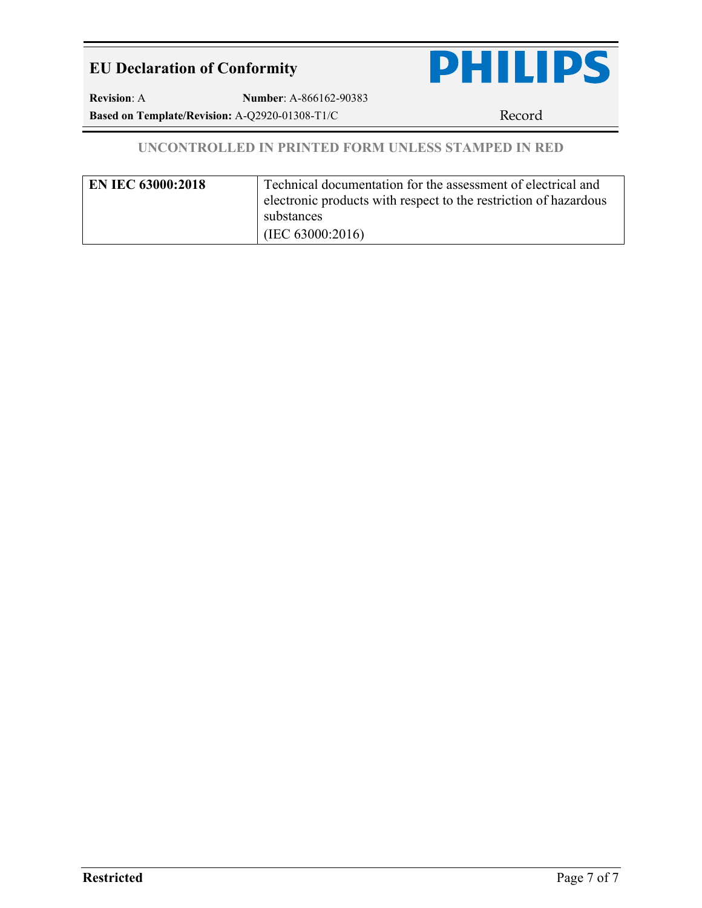| | |
|---|---|
| **EN IEC 63000:2018** | Technical documentation for the assessment of electrical and electronic products with respect to the restriction of hazardous substances<br>(IEC 63000:2016) |